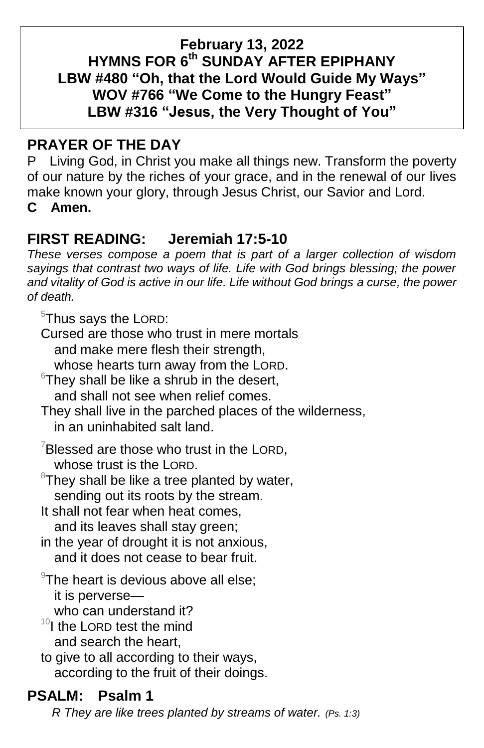**February 13, 2022**
**HYMNS FOR 6th SUNDAY AFTER EPIPHANY**
**LBW #480 "Oh, that the Lord Would Guide My Ways"**
**WOV #766 "We Come to the Hungry Feast"**
**LBW #316 "Jesus, the Very Thought of You"**

## PRAYER OF THE DAY

P Living God, in Christ you make all things new. Transform the poverty of our nature by the riches of your grace, and in the renewal of our lives make known your glory, through Jesus Christ, our Savior and Lord.
**C Amen.**

## FIRST READING: Jeremiah 17:5-10

*These verses compose a poem that is part of a larger collection of wisdom sayings that contrast two ways of life. Life with God brings blessing; the power and vitality of God is active in our life. Life without God brings a curse, the power of death.*

[5]Thus says the LORD:
Cursed are those who trust in mere mortals
and make mere flesh their strength,
whose hearts turn away from the LORD.
[6]They shall be like a shrub in the desert,
and shall not see when relief comes.
They shall live in the parched places of the wilderness,
in an uninhabited salt land.

[7]Blessed are those who trust in the LORD,
whose trust is the LORD.
[8]They shall be like a tree planted by water,
sending out its roots by the stream.
It shall not fear when heat comes,
and its leaves shall stay green;
in the year of drought it is not anxious,
and it does not cease to bear fruit.

[9]The heart is devious above all else;
it is perverse—
who can understand it?
[10]I the LORD test the mind
and search the heart,
to give to all according to their ways,
according to the fruit of their doings.

## PSALM: Psalm 1

*R They are like trees planted by streams of water. (Ps. 1:3)*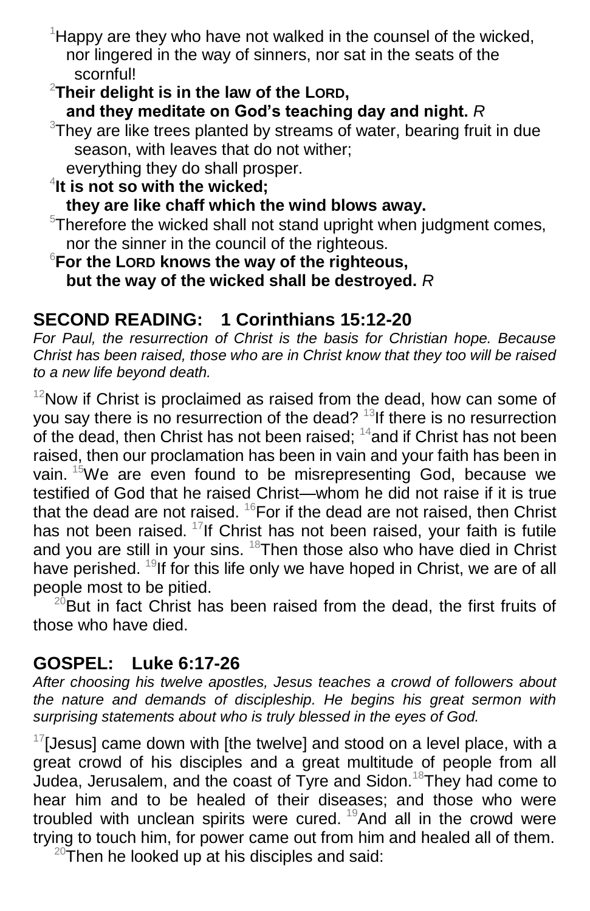[1]Happy are they who have not walked in the counsel of the wicked,
nor lingered in the way of sinners, nor sat in the seats of the scornful!

[2]**Their delight is in the law of the LORD,**
**and they meditate on God's teaching day and night.** *R*

[3]They are like trees planted by streams of water, bearing fruit in due season, with leaves that do not wither;
everything they do shall prosper.

[4]**It is not so with the wicked;**
**they are like chaff which the wind blows away.**

[5]Therefore the wicked shall not stand upright when judgment comes,
nor the sinner in the council of the righteous.

[6]**For the LORD knows the way of the righteous,**
**but the way of the wicked shall be destroyed.** *R*

## SECOND READING: 1 Corinthians 15:12-20

*For Paul, the resurrection of Christ is the basis for Christian hope. Because Christ has been raised, those who are in Christ know that they too will be raised to a new life beyond death.*

[12]Now if Christ is proclaimed as raised from the dead, how can some of you say there is no resurrection of the dead? [13]If there is no resurrection of the dead, then Christ has not been raised; [14]and if Christ has not been raised, then our proclamation has been in vain and your faith has been in vain. [15]We are even found to be misrepresenting God, because we testified of God that he raised Christ—whom he did not raise if it is true that the dead are not raised. [16]For if the dead are not raised, then Christ has not been raised. [17]If Christ has not been raised, your faith is futile and you are still in your sins. [18]Then those also who have died in Christ have perished. [19]If for this life only we have hoped in Christ, we are of all people most to be pitied.

[20]But in fact Christ has been raised from the dead, the first fruits of those who have died.

## GOSPEL: Luke 6:17-26

*After choosing his twelve apostles, Jesus teaches a crowd of followers about the nature and demands of discipleship. He begins his great sermon with surprising statements about who is truly blessed in the eyes of God.*

[17][Jesus] came down with [the twelve] and stood on a level place, with a great crowd of his disciples and a great multitude of people from all Judea, Jerusalem, and the coast of Tyre and Sidon. [18]They had come to hear him and to be healed of their diseases; and those who were troubled with unclean spirits were cured. [19]And all in the crowd were trying to touch him, for power came out from him and healed all of them.

[20]Then he looked up at his disciples and said: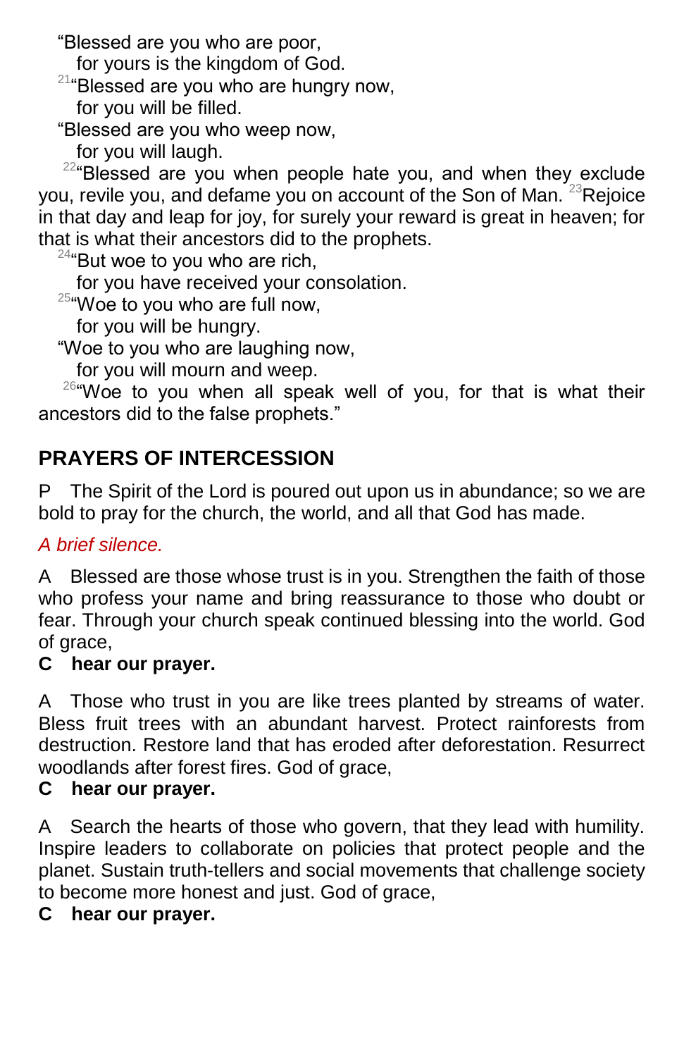"Blessed are you who are poor,
  for yours is the kingdom of God.
[21]"Blessed are you who are hungry now,
  for you will be filled.
"Blessed are you who weep now,
  for you will laugh.

[22]"Blessed are you when people hate you, and when they exclude you, revile you, and defame you on account of the Son of Man. [23]Rejoice in that day and leap for joy, for surely your reward is great in heaven; for that is what their ancestors did to the prophets.

[24]"But woe to you who are rich,
  for you have received your consolation.
[25]"Woe to you who are full now,
  for you will be hungry.
"Woe to you who are laughing now,
  for you will mourn and weep.

[26]"Woe to you when all speak well of you, for that is what their ancestors did to the false prophets."

## PRAYERS OF INTERCESSION

P The Spirit of the Lord is poured out upon us in abundance; so we are bold to pray for the church, the world, and all that God has made.

*A brief silence.*

A Blessed are those whose trust is in you. Strengthen the faith of those who profess your name and bring reassurance to those who doubt or fear. Through your church speak continued blessing into the world. God of grace,

**C hear our prayer.**

A Those who trust in you are like trees planted by streams of water. Bless fruit trees with an abundant harvest. Protect rainforests from destruction. Restore land that has eroded after deforestation. Resurrect woodlands after forest fires. God of grace,

**C hear our prayer.**

A Search the hearts of those who govern, that they lead with humility. Inspire leaders to collaborate on policies that protect people and the planet. Sustain truth-tellers and social movements that challenge society to become more honest and just. God of grace,

**C hear our prayer.**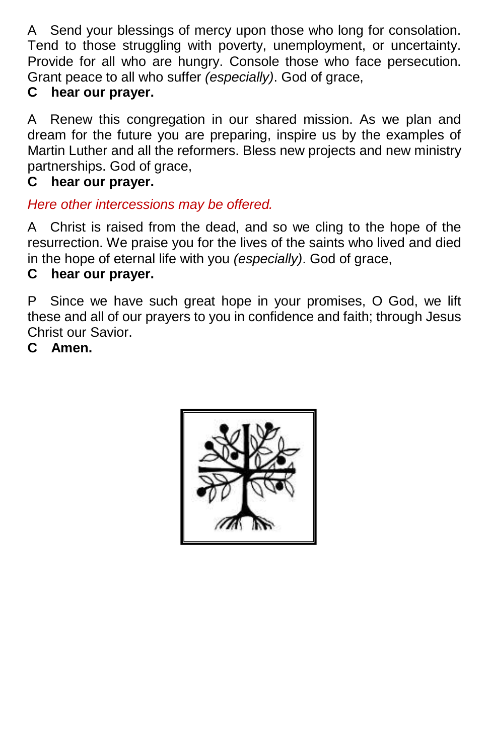A Send your blessings of mercy upon those who long for consolation. Tend to those struggling with poverty, unemployment, or uncertainty. Provide for all who are hungry. Console those who face persecution. Grant peace to all who suffer *(especially)*. God of grace,

**C hear our prayer.**

A Renew this congregation in our shared mission. As we plan and dream for the future you are preparing, inspire us by the examples of Martin Luther and all the reformers. Bless new projects and new ministry partnerships. God of grace,

**C hear our prayer.**

*Here other intercessions may be offered.*

A Christ is raised from the dead, and so we cling to the hope of the resurrection. We praise you for the lives of the saints who lived and died in the hope of eternal life with you *(especially)*. God of grace,

**C hear our prayer.**

P Since we have such great hope in your promises, O God, we lift these and all of our prayers to you in confidence and faith; through Jesus Christ our Savior.

**C Amen.**